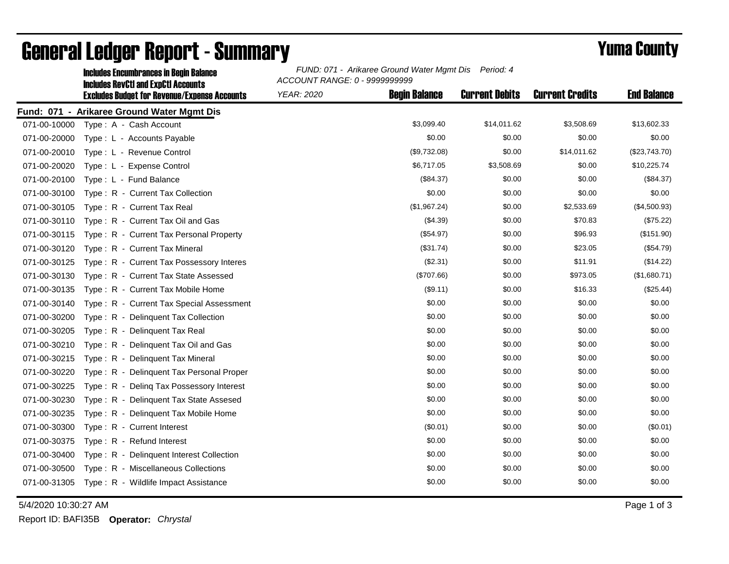# General Ledger Report - Summary

## Yuma County

**Includes Encumbrances in Begin Balance**
**Includes RevCtl and ExpCtl Accounts**
**Excludes Budget for Revenue/Expense Accounts**

*FUND: 071 - Arikaree Ground Water Mgmt Dis Period: 4*
*ACCOUNT RANGE: 0 - 9999999999*
*YEAR: 2020*

**Fund: 071 - Arikaree Ground Water Mgmt Dis**

| Account | Description | Begin Balance | Current Debits | Current Credits | End Balance |
|---|---|---|---|---|---|
| 071-00-10000 | Type : A - Cash Account | $3,099.40 | $14,011.62 | $3,508.69 | $13,602.33 |
| 071-00-20000 | Type : L - Accounts Payable | $0.00 | $0.00 | $0.00 | $0.00 |
| 071-00-20010 | Type : L - Revenue Control | ($9,732.08) | $0.00 | $14,011.62 | ($23,743.70) |
| 071-00-20020 | Type : L - Expense Control | $6,717.05 | $3,508.69 | $0.00 | $10,225.74 |
| 071-00-20100 | Type : L - Fund Balance | ($84.37) | $0.00 | $0.00 | ($84.37) |
| 071-00-30100 | Type : R - Current Tax Collection | $0.00 | $0.00 | $0.00 | $0.00 |
| 071-00-30105 | Type : R - Current Tax Real | ($1,967.24) | $0.00 | $2,533.69 | ($4,500.93) |
| 071-00-30110 | Type : R - Current Tax Oil and Gas | ($4.39) | $0.00 | $70.83 | ($75.22) |
| 071-00-30115 | Type : R - Current Tax Personal Property | ($54.97) | $0.00 | $96.93 | ($151.90) |
| 071-00-30120 | Type : R - Current Tax Mineral | ($31.74) | $0.00 | $23.05 | ($54.79) |
| 071-00-30125 | Type : R - Current Tax Possessory Interes | ($2.31) | $0.00 | $11.91 | ($14.22) |
| 071-00-30130 | Type : R - Current Tax State Assessed | ($707.66) | $0.00 | $973.05 | ($1,680.71) |
| 071-00-30135 | Type : R - Current Tax Mobile Home | ($9.11) | $0.00 | $16.33 | ($25.44) |
| 071-00-30140 | Type : R - Current Tax Special Assessment | $0.00 | $0.00 | $0.00 | $0.00 |
| 071-00-30200 | Type : R - Delinquent Tax Collection | $0.00 | $0.00 | $0.00 | $0.00 |
| 071-00-30205 | Type : R - Delinquent Tax Real | $0.00 | $0.00 | $0.00 | $0.00 |
| 071-00-30210 | Type : R - Delinquent Tax Oil and Gas | $0.00 | $0.00 | $0.00 | $0.00 |
| 071-00-30215 | Type : R - Delinquent Tax Mineral | $0.00 | $0.00 | $0.00 | $0.00 |
| 071-00-30220 | Type : R - Delinquent Tax Personal Proper | $0.00 | $0.00 | $0.00 | $0.00 |
| 071-00-30225 | Type : R - Delinq Tax Possessory Interest | $0.00 | $0.00 | $0.00 | $0.00 |
| 071-00-30230 | Type : R - Delinquent Tax State Assesed | $0.00 | $0.00 | $0.00 | $0.00 |
| 071-00-30235 | Type : R - Delinquent Tax Mobile Home | $0.00 | $0.00 | $0.00 | $0.00 |
| 071-00-30300 | Type : R - Current Interest | ($0.01) | $0.00 | $0.00 | ($0.01) |
| 071-00-30375 | Type : R - Refund Interest | $0.00 | $0.00 | $0.00 | $0.00 |
| 071-00-30400 | Type : R - Delinquent Interest Collection | $0.00 | $0.00 | $0.00 | $0.00 |
| 071-00-30500 | Type : R - Miscellaneous Collections | $0.00 | $0.00 | $0.00 | $0.00 |
| 071-00-31305 | Type : R - Wildlife Impact Assistance | $0.00 | $0.00 | $0.00 | $0.00 |

5/4/2020 10:30:27 AM

Report ID: BAFI35B **Operator:** *Chrystal*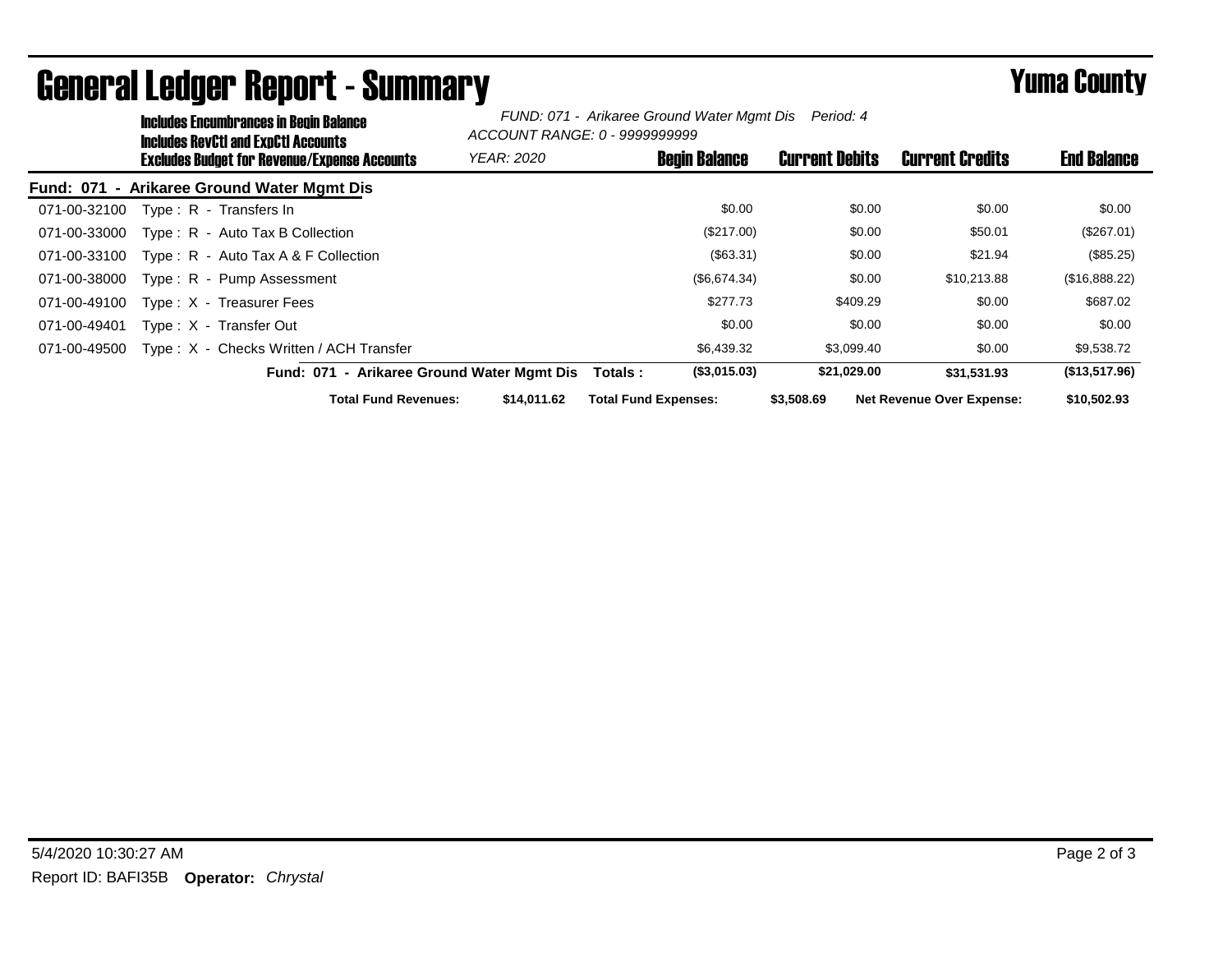# General Ledger Report - Summary

**Yuma County**

**Includes Encumbrances in Begin Balance**
**Includes RevCtl and ExpCtl Accounts**
**Excludes Budget for Revenue/Expense Accounts**

*FUND: 071 - Arikaree Ground Water Mgmt Dis Period: 4*
*ACCOUNT RANGE: 0 - 9999999999*
*YEAR: 2020*

**Fund: 071 - Arikaree Ground Water Mgmt Dis**

| Account | Description | Begin Balance | Current Debits | Current Credits | End Balance |
|---|---|---|---|---|---|
| 071-00-32100 | Type : R - Transfers In | $0.00 | $0.00 | $0.00 | $0.00 |
| 071-00-33000 | Type : R - Auto Tax B Collection | ($217.00) | $0.00 | $50.01 | ($267.01) |
| 071-00-33100 | Type : R - Auto Tax A & F Collection | ($63.31) | $0.00 | $21.94 | ($85.25) |
| 071-00-38000 | Type : R - Pump Assessment | ($6,674.34) | $0.00 | $10,213.88 | ($16,888.22) |
| 071-00-49100 | Type : X - Treasurer Fees | $277.73 | $409.29 | $0.00 | $687.02 |
| 071-00-49401 | Type : X - Transfer Out | $0.00 | $0.00 | $0.00 | $0.00 |
| 071-00-49500 | Type : X - Checks Written / ACH Transfer | $6,439.32 | $3,099.40 | $0.00 | $9,538.72 |
| | **Fund: 071 - Arikaree Ground Water Mgmt Dis Totals :** | **($3,015.03)** | **$21,029.00** | **$31,531.93** | **($13,517.96)** |

**Total Fund Revenues:** $14,011.62 **Total Fund Expenses:** $3,508.69 **Net Revenue Over Expense:** $10,502.93

5/4/2020 10:30:27 AM

Report ID: BAFI35B **Operator:** *Chrystal*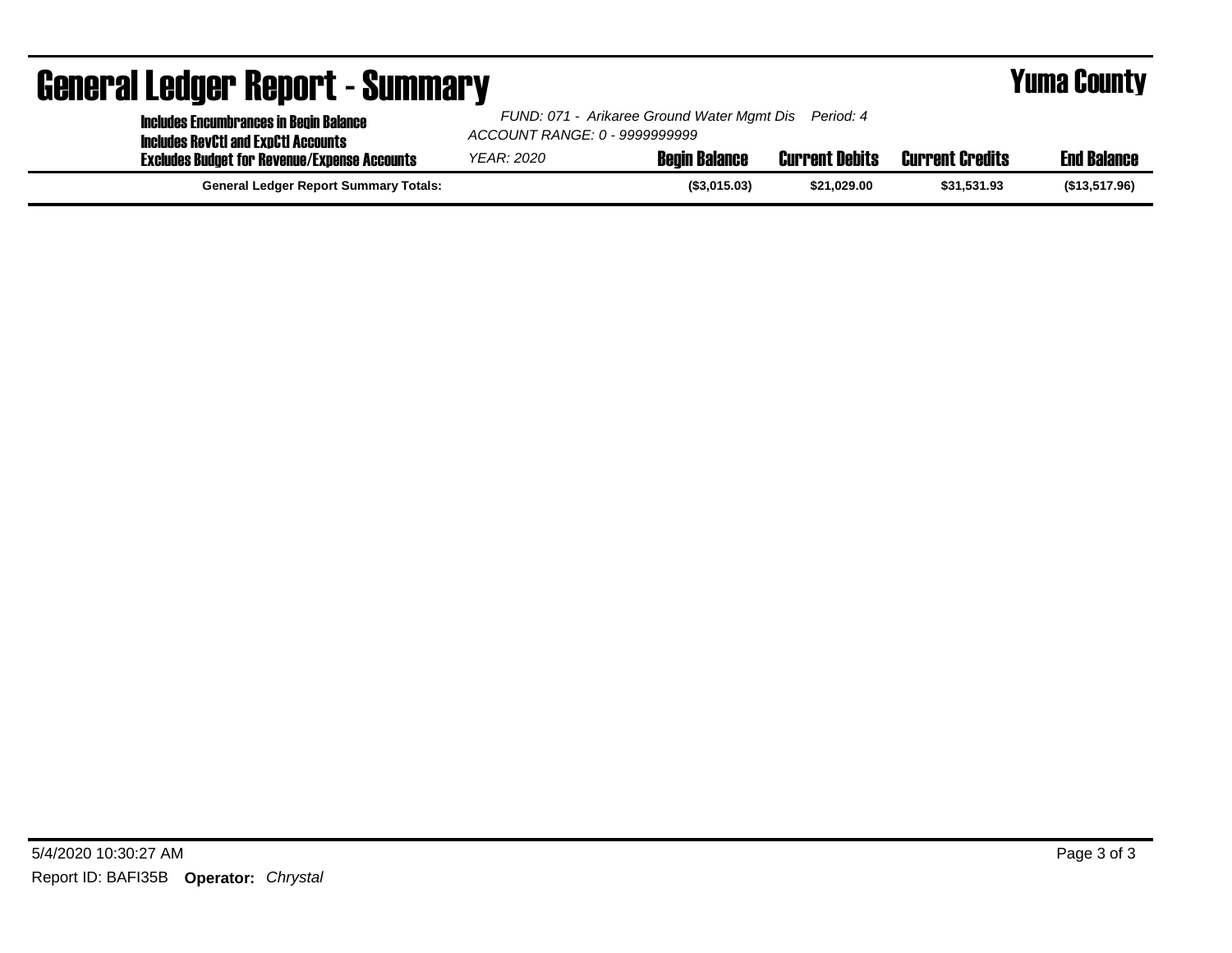# General Ledger Report - Summary

**Yuma County**

**Includes Encumbrances in Begin Balance**
**Includes RevCtl and ExpCtl Accounts**
**Excludes Budget for Revenue/Expense Accounts**

*FUND: 071 - Arikaree Ground Water Mgmt Dis Period: 4*
*ACCOUNT RANGE: 0 - 9999999999*
*YEAR: 2020*

| | Begin Balance | Current Debits | Current Credits | End Balance |
|---|---|---|---|---|
| **General Ledger Report Summary Totals:** | **($3,015.03)** | **$21,029.00** | **$31,531.93** | **($13,517.96)** |

5/4/2020 10:30:27 AM

Report ID: BAFI35B **Operator:** *Chrystal*